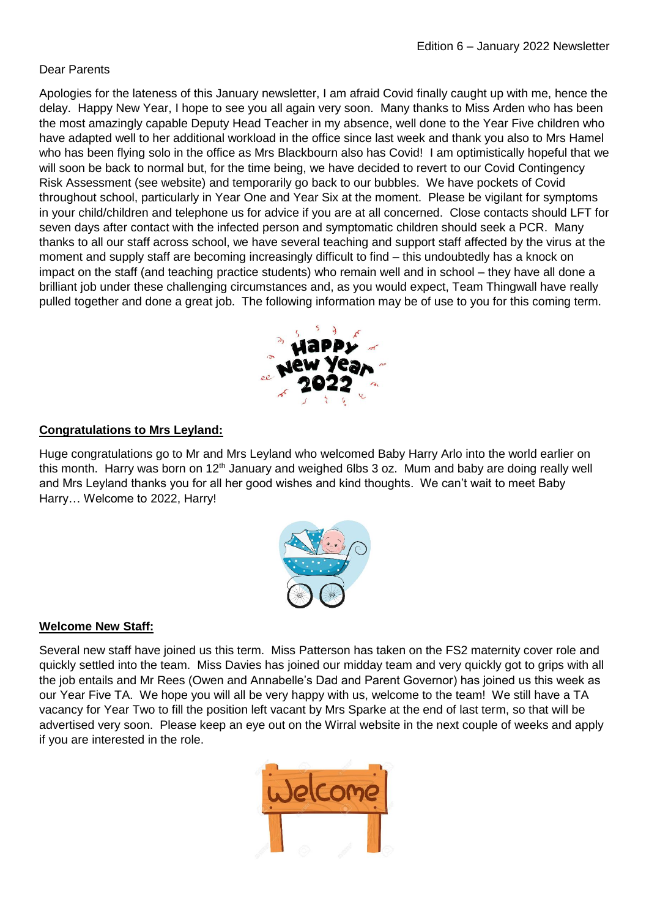Edition 6 – January 2022 Newsletter

Dear Parents

Apologies for the lateness of this January newsletter, I am afraid Covid finally caught up with me, hence the delay. Happy New Year, I hope to see you all again very soon. Many thanks to Miss Arden who has been the most amazingly capable Deputy Head Teacher in my absence, well done to the Year Five children who have adapted well to her additional workload in the office since last week and thank you also to Mrs Hamel who has been flying solo in the office as Mrs Blackbourn also has Covid! I am optimistically hopeful that we will soon be back to normal but, for the time being, we have decided to revert to our Covid Contingency Risk Assessment (see website) and temporarily go back to our bubbles. We have pockets of Covid throughout school, particularly in Year One and Year Six at the moment. Please be vigilant for symptoms in your child/children and telephone us for advice if you are at all concerned. Close contacts should LFT for seven days after contact with the infected person and symptomatic children should seek a PCR. Many thanks to all our staff across school, we have several teaching and support staff affected by the virus at the moment and supply staff are becoming increasingly difficult to find – this undoubtedly has a knock on impact on the staff (and teaching practice students) who remain well and in school – they have all done a brilliant job under these challenging circumstances and, as you would expect, Team Thingwall have really pulled together and done a great job. The following information may be of use to you for this coming term.

**Congratulations to Mrs Leyland:**

Huge congratulations go to Mr and Mrs Leyland who welcomed Baby Harry Arlo into the world earlier on this month. Harry was born on 12th January and weighed 6lbs 3 oz. Mum and baby are doing really well and Mrs Leyland thanks you for all her good wishes and kind thoughts. We can't wait to meet Baby Harry… Welcome to 2022, Harry!

**Welcome New Staff:**

Several new staff have joined us this term. Miss Patterson has taken on the FS2 maternity cover role and quickly settled into the team. Miss Davies has joined our midday team and very quickly got to grips with all the job entails and Mr Rees (Owen and Annabelle's Dad and Parent Governor) has joined us this week as our Year Five TA. We hope you will all be very happy with us, welcome to the team! We still have a TA vacancy for Year Two to fill the position left vacant by Mrs Sparke at the end of last term, so that will be advertised very soon. Please keep an eye out on the Wirral website in the next couple of weeks and apply if you are interested in the role.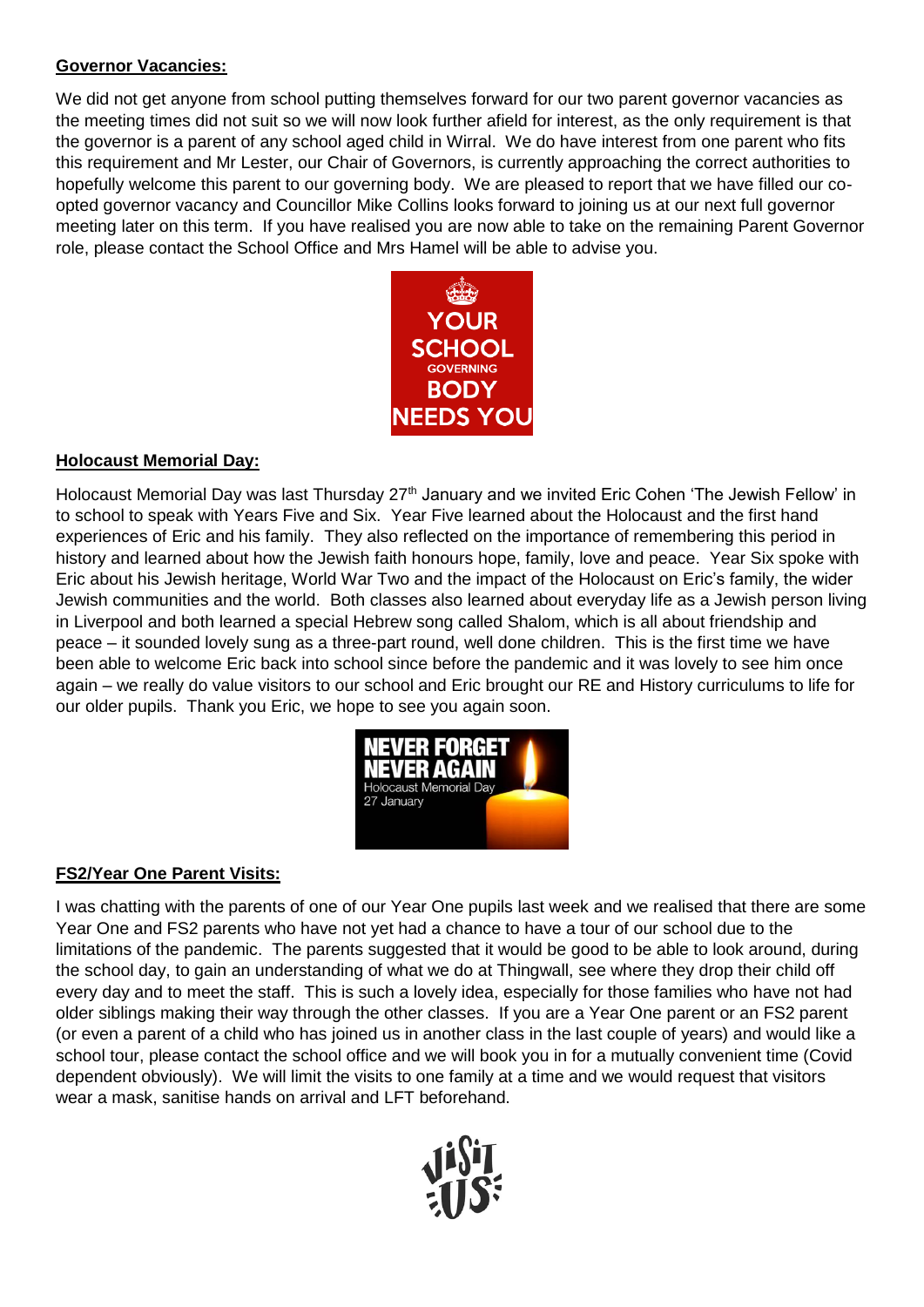**Governor Vacancies:**

We did not get anyone from school putting themselves forward for our two parent governor vacancies as the meeting times did not suit so we will now look further afield for interest, as the only requirement is that the governor is a parent of any school aged child in Wirral. We do have interest from one parent who fits this requirement and Mr Lester, our Chair of Governors, is currently approaching the correct authorities to hopefully welcome this parent to our governing body. We are pleased to report that we have filled our co-opted governor vacancy and Councillor Mike Collins looks forward to joining us at our next full governor meeting later on this term. If you have realised you are now able to take on the remaining Parent Governor role, please contact the School Office and Mrs Hamel will be able to advise you.

**Holocaust Memorial Day:**

Holocaust Memorial Day was last Thursday 27th January and we invited Eric Cohen 'The Jewish Fellow' in to school to speak with Years Five and Six. Year Five learned about the Holocaust and the first hand experiences of Eric and his family. They also reflected on the importance of remembering this period in history and learned about how the Jewish faith honours hope, family, love and peace. Year Six spoke with Eric about his Jewish heritage, World War Two and the impact of the Holocaust on Eric's family, the wider Jewish communities and the world. Both classes also learned about everyday life as a Jewish person living in Liverpool and both learned a special Hebrew song called Shalom, which is all about friendship and peace – it sounded lovely sung as a three-part round, well done children. This is the first time we have been able to welcome Eric back into school since before the pandemic and it was lovely to see him once again – we really do value visitors to our school and Eric brought our RE and History curriculums to life for our older pupils. Thank you Eric, we hope to see you again soon.

**FS2/Year One Parent Visits:**

I was chatting with the parents of one of our Year One pupils last week and we realised that there are some Year One and FS2 parents who have not yet had a chance to have a tour of our school due to the limitations of the pandemic. The parents suggested that it would be good to be able to look around, during the school day, to gain an understanding of what we do at Thingwall, see where they drop their child off every day and to meet the staff. This is such a lovely idea, especially for those families who have not had older siblings making their way through the other classes. If you are a Year One parent or an FS2 parent (or even a parent of a child who has joined us in another class in the last couple of years) and would like a school tour, please contact the school office and we will book you in for a mutually convenient time (Covid dependent obviously). We will limit the visits to one family at a time and we would request that visitors wear a mask, sanitise hands on arrival and LFT beforehand.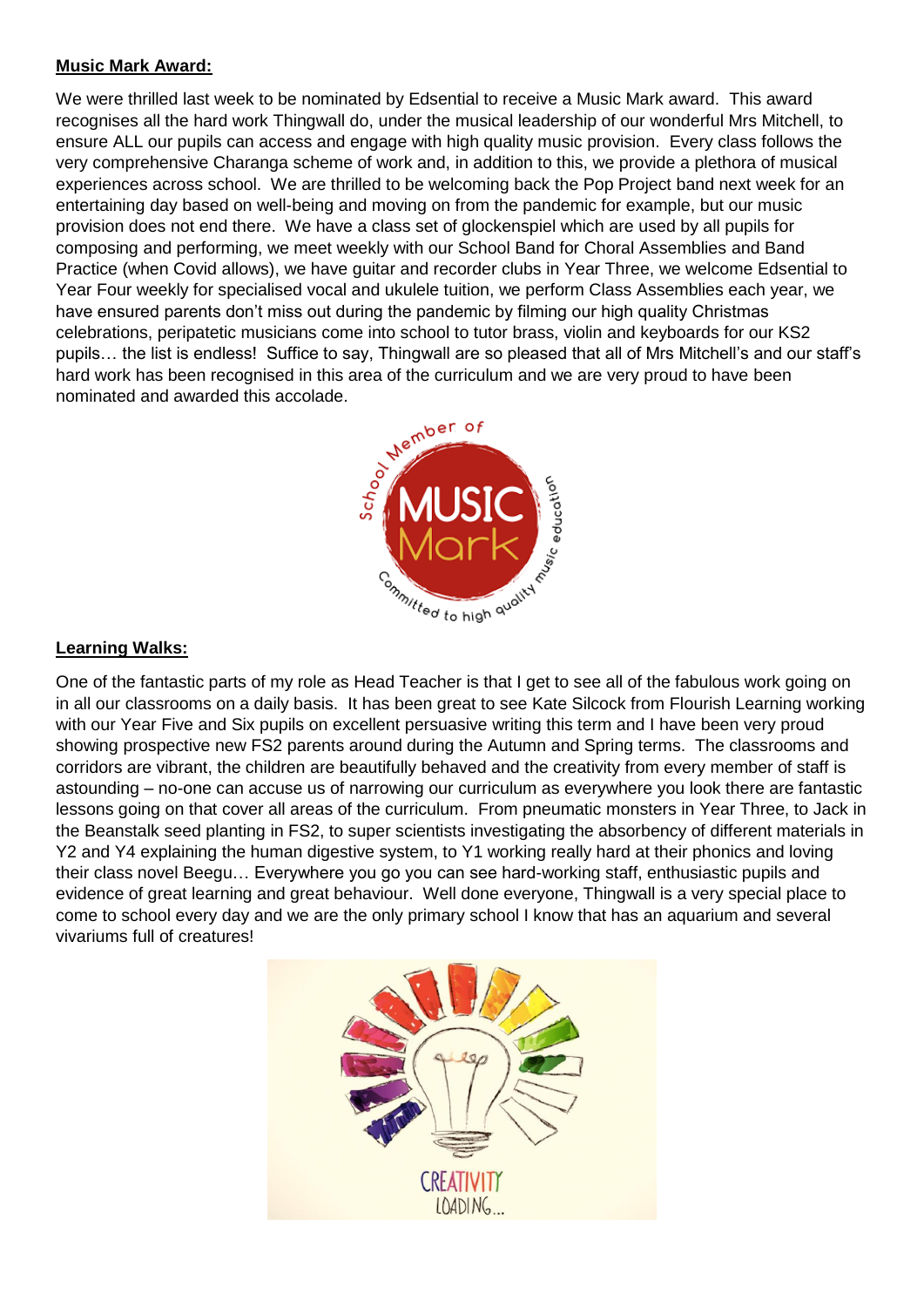**Music Mark Award:**

We were thrilled last week to be nominated by Edsential to receive a Music Mark award. This award recognises all the hard work Thingwall do, under the musical leadership of our wonderful Mrs Mitchell, to ensure ALL our pupils can access and engage with high quality music provision. Every class follows the very comprehensive Charanga scheme of work and, in addition to this, we provide a plethora of musical experiences across school. We are thrilled to be welcoming back the Pop Project band next week for an entertaining day based on well-being and moving on from the pandemic for example, but our music provision does not end there. We have a class set of glockenspiel which are used by all pupils for composing and performing, we meet weekly with our School Band for Choral Assemblies and Band Practice (when Covid allows), we have guitar and recorder clubs in Year Three, we welcome Edsential to Year Four weekly for specialised vocal and ukulele tuition, we perform Class Assemblies each year, we have ensured parents don't miss out during the pandemic by filming our high quality Christmas celebrations, peripatetic musicians come into school to tutor brass, violin and keyboards for our KS2 pupils… the list is endless! Suffice to say, Thingwall are so pleased that all of Mrs Mitchell's and our staff's hard work has been recognised in this area of the curriculum and we are very proud to have been nominated and awarded this accolade.

**Learning Walks:**

One of the fantastic parts of my role as Head Teacher is that I get to see all of the fabulous work going on in all our classrooms on a daily basis. It has been great to see Kate Silcock from Flourish Learning working with our Year Five and Six pupils on excellent persuasive writing this term and I have been very proud showing prospective new FS2 parents around during the Autumn and Spring terms. The classrooms and corridors are vibrant, the children are beautifully behaved and the creativity from every member of staff is astounding – no-one can accuse us of narrowing our curriculum as everywhere you look there are fantastic lessons going on that cover all areas of the curriculum. From pneumatic monsters in Year Three, to Jack in the Beanstalk seed planting in FS2, to super scientists investigating the absorbency of different materials in Y2 and Y4 explaining the human digestive system, to Y1 working really hard at their phonics and loving their class novel Beegu… Everywhere you go you can see hard-working staff, enthusiastic pupils and evidence of great learning and great behaviour. Well done everyone, Thingwall is a very special place to come to school every day and we are the only primary school I know that has an aquarium and several vivariums full of creatures!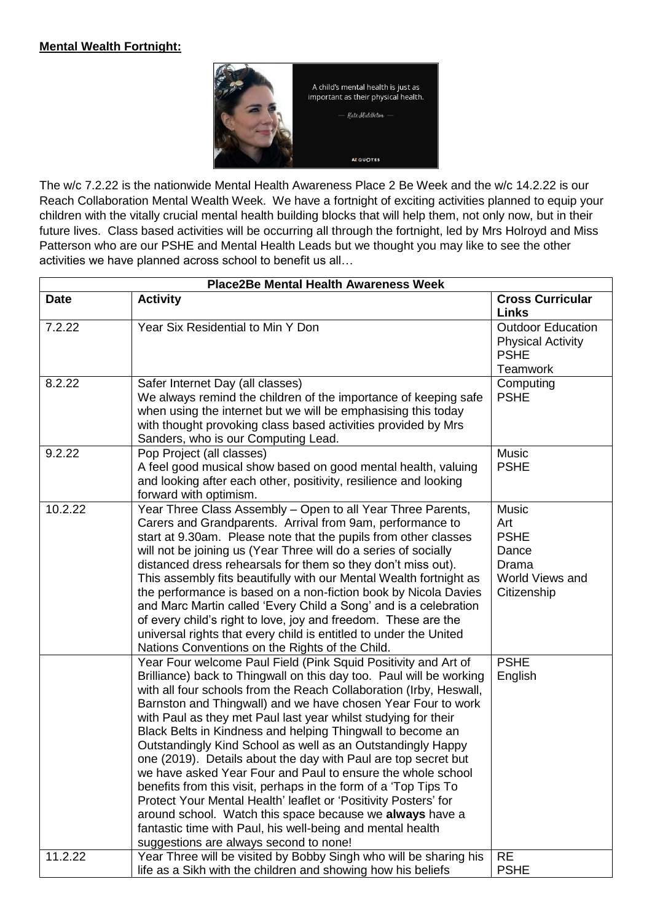**Mental Wealth Fortnight:**

The w/c 7.2.22 is the nationwide Mental Health Awareness Place 2 Be Week and the w/c 14.2.22 is our Reach Collaboration Mental Wealth Week. We have a fortnight of exciting activities planned to equip your children with the vitally crucial mental health building blocks that will help them, not only now, but in their future lives. Class based activities will be occurring all through the fortnight, led by Mrs Holroyd and Miss Patterson who are our PSHE and Mental Health Leads but we thought you may like to see the other activities we have planned across school to benefit us all…

| **Place2Be Mental Health Awareness Week** | | |
|---|---|---|
| **Date** | **Activity** | **Cross Curricular Links** |
| 7.2.22 | Year Six Residential to Min Y Don | Outdoor Education<br>Physical Activity<br>PSHE<br>Teamwork |
| 8.2.22 | Safer Internet Day (all classes)<br>We always remind the children of the importance of keeping safe when using the internet but we will be emphasising this today with thought provoking class based activities provided by Mrs Sanders, who is our Computing Lead. | Computing<br>PSHE |
| 9.2.22 | Pop Project (all classes)<br>A feel good musical show based on good mental health, valuing and looking after each other, positivity, resilience and looking forward with optimism. | Music<br>PSHE |
| 10.2.22 | Year Three Class Assembly – Open to all Year Three Parents, Carers and Grandparents. Arrival from 9am, performance to start at 9.30am. Please note that the pupils from other classes will not be joining us (Year Three will do a series of socially distanced dress rehearsals for them so they don't miss out). This assembly fits beautifully with our Mental Wealth fortnight as the performance is based on a non-fiction book by Nicola Davies and Marc Martin called 'Every Child a Song' and is a celebration of every child's right to love, joy and freedom. These are the universal rights that every child is entitled to under the United Nations Conventions on the Rights of the Child. | Music<br>Art<br>PSHE<br>Dance<br>Drama<br>World Views and Citizenship |
| | Year Four welcome Paul Field (Pink Squid Positivity and Art of Brilliance) back to Thingwall on this day too. Paul will be working with all four schools from the Reach Collaboration (Irby, Heswall, Barnston and Thingwall) and we have chosen Year Four to work with Paul as they met Paul last year whilst studying for their Black Belts in Kindness and helping Thingwall to become an Outstandingly Kind School as well as an Outstandingly Happy one (2019). Details about the day with Paul are top secret but we have asked Year Four and Paul to ensure the whole school benefits from this visit, perhaps in the form of a 'Top Tips To Protect Your Mental Health' leaflet or 'Positivity Posters' for around school. Watch this space because we **always** have a fantastic time with Paul, his well-being and mental health suggestions are always second to none! | PSHE<br>English |
| 11.2.22 | Year Three will be visited by Bobby Singh who will be sharing his life as a Sikh with the children and showing how his beliefs | RE<br>PSHE |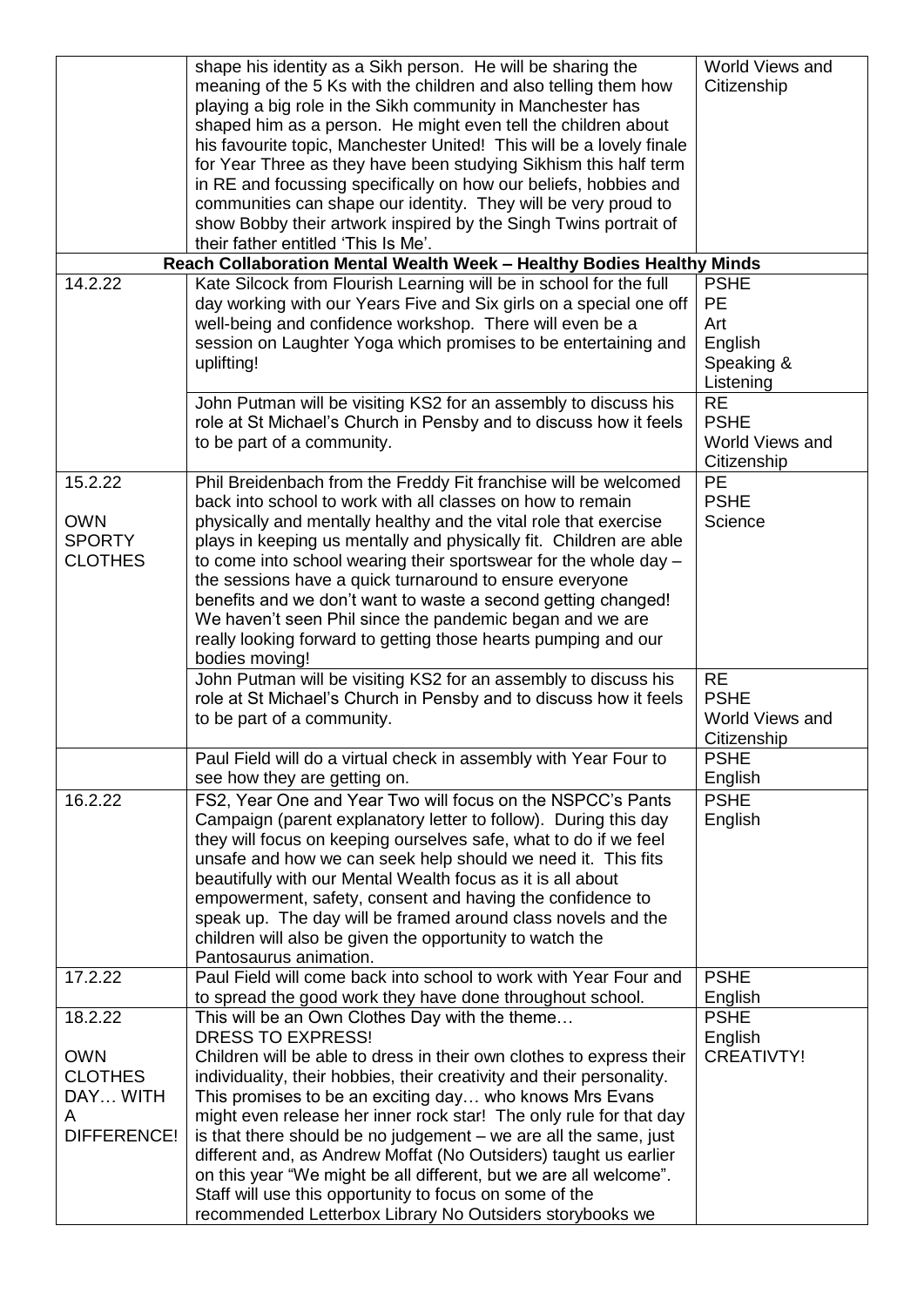| | | |
|---|---|---|
| | shape his identity as a Sikh person. He will be sharing the meaning of the 5 Ks with the children and also telling them how playing a big role in the Sikh community in Manchester has shaped him as a person. He might even tell the children about his favourite topic, Manchester United! This will be a lovely finale for Year Three as they have been studying Sikhism this half term in RE and focussing specifically on how our beliefs, hobbies and communities can shape our identity. They will be very proud to show Bobby their artwork inspired by the Singh Twins portrait of their father entitled 'This Is Me'. | World Views and Citizenship |
| **Reach Collaboration Mental Wealth Week – Healthy Bodies Healthy Minds** | | |
| 14.2.22 | Kate Silcock from Flourish Learning will be in school for the full day working with our Years Five and Six girls on a special one off well-being and confidence workshop. There will even be a session on Laughter Yoga which promises to be entertaining and uplifting! | PSHE<br>PE<br>Art<br>English<br>Speaking & Listening |
| | John Putman will be visiting KS2 for an assembly to discuss his role at St Michael's Church in Pensby and to discuss how it feels to be part of a community. | RE<br>PSHE<br>World Views and Citizenship |
| 15.2.22<br><br>OWN SPORTY CLOTHES | Phil Breidenbach from the Freddy Fit franchise will be welcomed back into school to work with all classes on how to remain physically and mentally healthy and the vital role that exercise plays in keeping us mentally and physically fit. Children are able to come into school wearing their sportswear for the whole day – the sessions have a quick turnaround to ensure everyone benefits and we don't want to waste a second getting changed! We haven't seen Phil since the pandemic began and we are really looking forward to getting those hearts pumping and our bodies moving! | PE<br>PSHE<br>Science |
| | John Putman will be visiting KS2 for an assembly to discuss his role at St Michael's Church in Pensby and to discuss how it feels to be part of a community. | RE<br>PSHE<br>World Views and Citizenship |
| | Paul Field will do a virtual check in assembly with Year Four to see how they are getting on. | PSHE<br>English |
| 16.2.22 | FS2, Year One and Year Two will focus on the NSPCC's Pants Campaign (parent explanatory letter to follow). During this day they will focus on keeping ourselves safe, what to do if we feel unsafe and how we can seek help should we need it. This fits beautifully with our Mental Wealth focus as it is all about empowerment, safety, consent and having the confidence to speak up. The day will be framed around class novels and the children will also be given the opportunity to watch the Pantosaurus animation. | PSHE<br>English |
| 17.2.22 | Paul Field will come back into school to work with Year Four and to spread the good work they have done throughout school. | PSHE<br>English |
| 18.2.22<br><br>OWN CLOTHES DAY… WITH A DIFFERENCE! | This will be an Own Clothes Day with the theme…<br>DRESS TO EXPRESS!<br>Children will be able to dress in their own clothes to express their individuality, their hobbies, their creativity and their personality. This promises to be an exciting day… who knows Mrs Evans might even release her inner rock star! The only rule for that day is that there should be no judgement – we are all the same, just different and, as Andrew Moffat (No Outsiders) taught us earlier on this year "We might be all different, but we are all welcome". Staff will use this opportunity to focus on some of the recommended Letterbox Library No Outsiders storybooks we | PSHE<br>English<br>CREATIVTY! |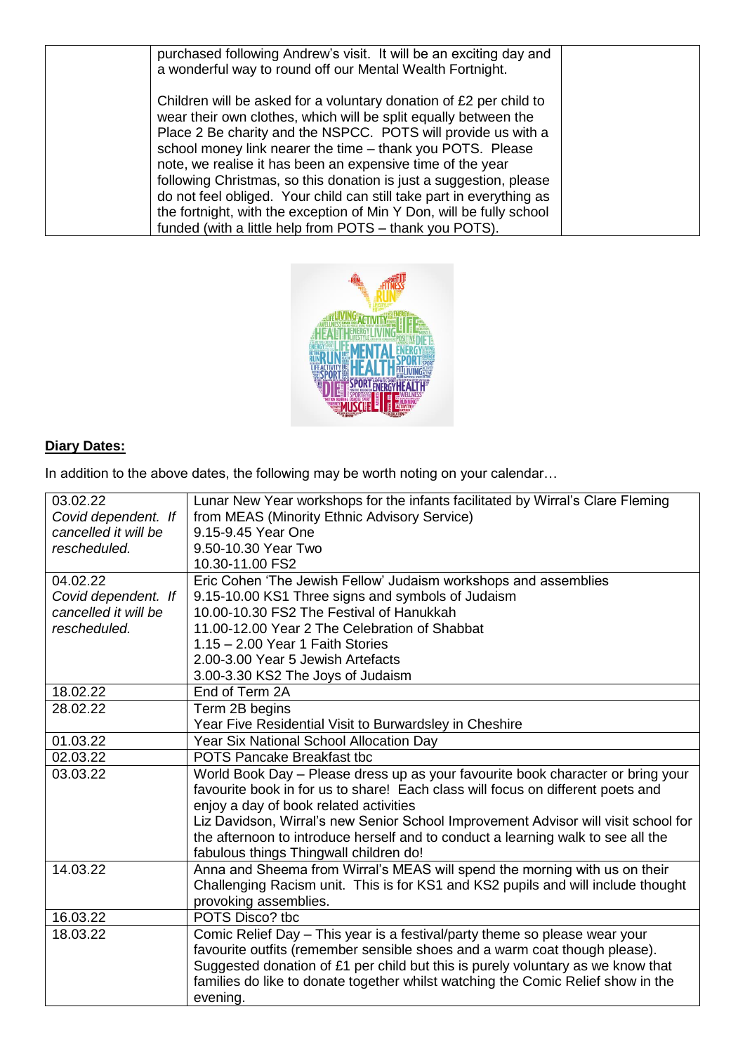| | purchased following Andrew's visit. It will be an exciting day and a wonderful way to round off our Mental Wealth Fortnight.<br><br>Children will be asked for a voluntary donation of £2 per child to wear their own clothes, which will be split equally between the Place 2 Be charity and the NSPCC. POTS will provide us with a school money link nearer the time – thank you POTS. Please note, we realise it has been an expensive time of the year following Christmas, so this donation is just a suggestion, please do not feel obliged. Your child can still take part in everything as the fortnight, with the exception of Min Y Don, will be fully school funded (with a little help from POTS – thank you POTS). | |
|---|---|---|

**Diary Dates:**

In addition to the above dates, the following may be worth noting on your calendar…

| Date | Event |
|---|---|
| 03.02.22<br>*Covid dependent. If cancelled it will be rescheduled.* | Lunar New Year workshops for the infants facilitated by Wirral's Clare Fleming from MEAS (Minority Ethnic Advisory Service)<br>9.15-9.45 Year One<br>9.50-10.30 Year Two<br>10.30-11.00 FS2 |
| 04.02.22<br>*Covid dependent. If cancelled it will be rescheduled.* | Eric Cohen 'The Jewish Fellow' Judaism workshops and assemblies<br>9.15-10.00 KS1 Three signs and symbols of Judaism<br>10.00-10.30 FS2 The Festival of Hanukkah<br>11.00-12.00 Year 2 The Celebration of Shabbat<br>1.15 – 2.00 Year 1 Faith Stories<br>2.00-3.00 Year 5 Jewish Artefacts<br>3.00-3.30 KS2 The Joys of Judaism |
| 18.02.22 | End of Term 2A |
| 28.02.22 | Term 2B begins<br>Year Five Residential Visit to Burwardsley in Cheshire |
| 01.03.22 | Year Six National School Allocation Day |
| 02.03.22 | POTS Pancake Breakfast tbc |
| 03.03.22 | World Book Day – Please dress up as your favourite book character or bring your favourite book in for us to share! Each class will focus on different poets and enjoy a day of book related activities<br>Liz Davidson, Wirral's new Senior School Improvement Advisor will visit school for the afternoon to introduce herself and to conduct a learning walk to see all the fabulous things Thingwall children do! |
| 14.03.22 | Anna and Sheema from Wirral's MEAS will spend the morning with us on their Challenging Racism unit. This is for KS1 and KS2 pupils and will include thought provoking assemblies. |
| 16.03.22 | POTS Disco? tbc |
| 18.03.22 | Comic Relief Day – This year is a festival/party theme so please wear your favourite outfits (remember sensible shoes and a warm coat though please). Suggested donation of £1 per child but this is purely voluntary as we know that families do like to donate together whilst watching the Comic Relief show in the evening. |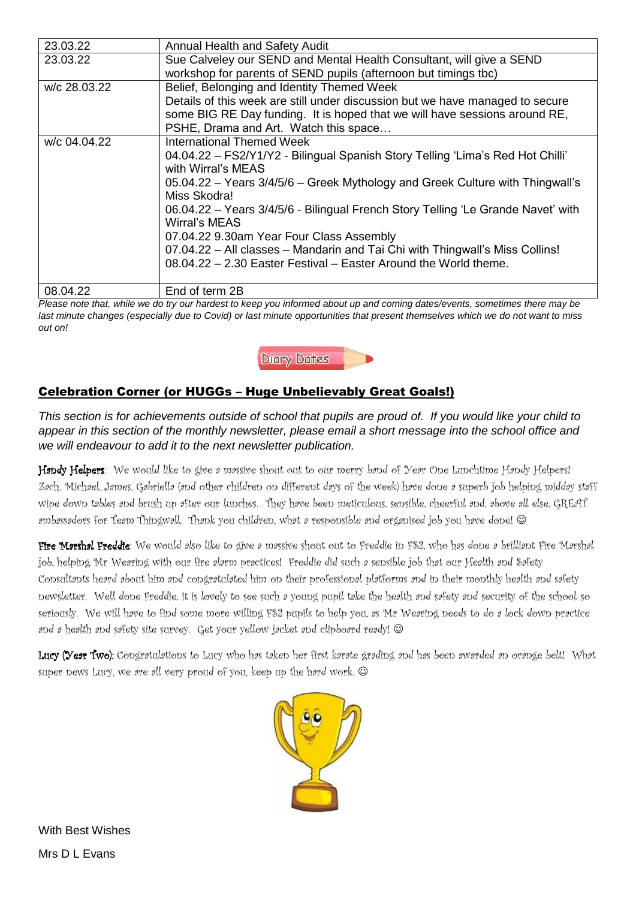| | |
|---|---|
| 23.03.22 | Annual Health and Safety Audit |
| 23.03.22 | Sue Calveley our SEND and Mental Health Consultant, will give a SEND workshop for parents of SEND pupils (afternoon but timings tbc) |
| w/c 28.03.22 | Belief, Belonging and Identity Themed Week<br>Details of this week are still under discussion but we have managed to secure some BIG RE Day funding. It is hoped that we will have sessions around RE, PSHE, Drama and Art. Watch this space… |
| w/c 04.04.22 | International Themed Week<br>04.04.22 – FS2/Y1/Y2 - Bilingual Spanish Story Telling 'Lima's Red Hot Chilli' with Wirral's MEAS<br>05.04.22 – Years 3/4/5/6 – Greek Mythology and Greek Culture with Thingwall's Miss Skodra!<br>06.04.22 – Years 3/4/5/6 - Bilingual French Story Telling 'Le Grande Navet' with Wirral's MEAS<br>07.04.22 9.30am Year Four Class Assembly<br>07.04.22 – All classes – Mandarin and Tai Chi with Thingwall's Miss Collins!<br>08.04.22 – 2.30 Easter Festival – Easter Around the World theme. |
| 08.04.22 | End of term 2B |

*Please note that, while we do try our hardest to keep you informed about up and coming dates/events, sometimes there may be last minute changes (especially due to Covid) or last minute opportunities that present themselves which we do not want to miss out on!*

Diary Dates

## Celebration Corner (or HUGGs – Huge Unbelievably Great Goals!)

*This section is for achievements outside of school that pupils are proud of. If you would like your child to appear in this section of the monthly newsletter, please email a short message into the school office and we will endeavour to add it to the next newsletter publication.*

**Handy Helpers**: We would like to give a massive shout out to our merry band of Year One Lunchtime Handy Helpers! Zach, Michael, James, Gabriella (and other children on different days of the week) have done a superb job helping midday staff wipe down tables and brush up after our lunches. They have been meticulous, sensible, cheerful and, above all else, GREAT ambassadors for Team Thingwall. Thank you children, what a responsible and organised job you have done! ☺

**Fire Marshal Freddie**: We would also like to give a massive shout out to Freddie in FS2, who has done a brilliant Fire Marshal job, helping Mr Wearing with our fire alarm practices! Freddie did such a sensible job that our Health and Safety Consultants heard about him and congratulated him on their professional platforms and in their monthly health and safety newsletter. Well done Freddie, it is lovely to see such a young pupil take the health and safety and security of the school so seriously. We will have to find some more willing FS2 pupils to help you, as Mr Wearing needs to do a lock down practice and a health and safety site survey. Get your yellow jacket and clipboard ready! ☺

**Lucy (Year Two)**: Congratulations to Lucy who has taken her first karate grading and has been awarded an orange belt! What super news Lucy, we are all very proud of you, keep up the hard work. ☺

With Best Wishes

Mrs D L Evans